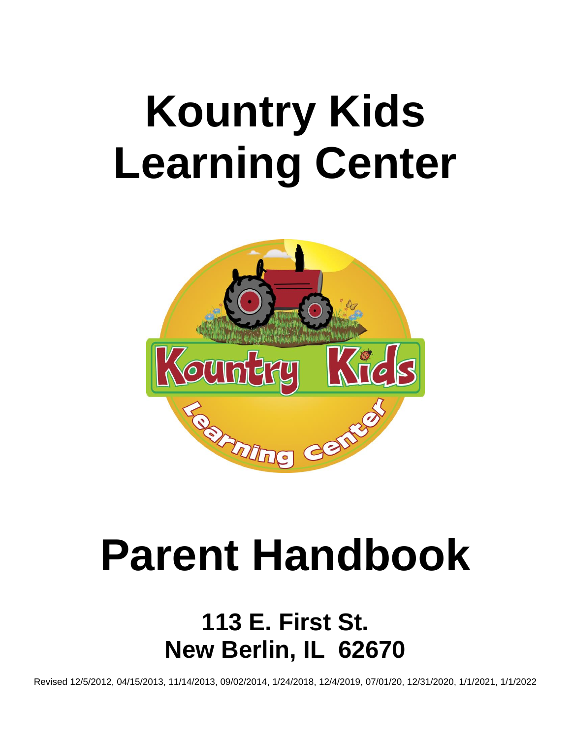# Kountry Kids Learning Center

# Parent Handbook

## 113 E. First St.
## New Berlin, IL 62670

Revised 12/5/2012, 04/15/2013, 11/14/2013, 09/02/2014, 1/24/2018, 12/4/2019, 07/01/20, 12/31/2020, 1/1/2021, 1/1/2022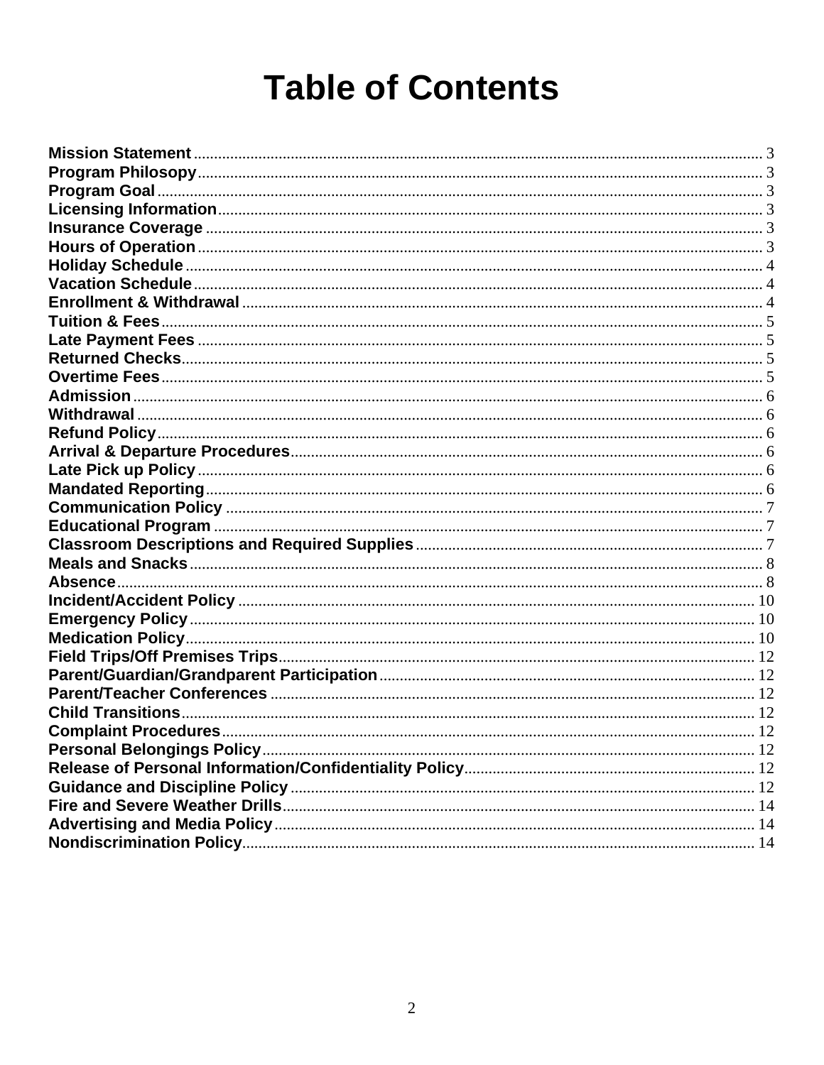# Table of Contents

**Mission Statement** ........ 3
**Program Philosopy** ........ 3
**Program Goal** ........ 3
**Licensing Information** ........ 3
**Insurance Coverage** ........ 3
**Hours of Operation** ........ 3
**Holiday Schedule** ........ 4
**Vacation Schedule** ........ 4
**Enrollment & Withdrawal** ........ 4
**Tuition & Fees** ........ 5
**Late Payment Fees** ........ 5
**Returned Checks** ........ 5
**Overtime Fees** ........ 5
**Admission** ........ 6
**Withdrawal** ........ 6
**Refund Policy** ........ 6
**Arrival & Departure Procedures** ........ 6
**Late Pick up Policy** ........ 6
**Mandated Reporting** ........ 6
**Communication Policy** ........ 7
**Educational Program** ........ 7
**Classroom Descriptions and Required Supplies** ........ 7
**Meals and Snacks** ........ 8
**Absence** ........ 8
**Incident/Accident Policy** ........ 10
**Emergency Policy** ........ 10
**Medication Policy** ........ 10
**Field Trips/Off Premises Trips** ........ 12
**Parent/Guardian/Grandparent Participation** ........ 12
**Parent/Teacher Conferences** ........ 12
**Child Transitions** ........ 12
**Complaint Procedures** ........ 12
**Personal Belongings Policy** ........ 12
**Release of Personal Information/Confidentiality Policy** ........ 12
**Guidance and Discipline Policy** ........ 12
**Fire and Severe Weather Drills** ........ 14
**Advertising and Media Policy** ........ 14
**Nondiscrimination Policy** ........ 14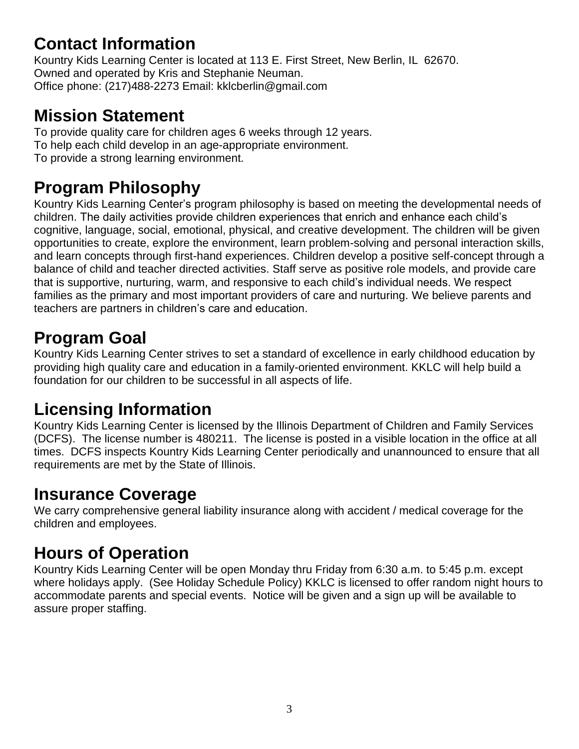## Contact Information

Kountry Kids Learning Center is located at 113 E. First Street, New Berlin, IL 62670.
Owned and operated by Kris and Stephanie Neuman.
Office phone: (217)488-2273 Email: kklcberlin@gmail.com

## Mission Statement

To provide quality care for children ages 6 weeks through 12 years.
To help each child develop in an age-appropriate environment.
To provide a strong learning environment.

## Program Philosophy

Kountry Kids Learning Center's program philosophy is based on meeting the developmental needs of children. The daily activities provide children experiences that enrich and enhance each child's cognitive, language, social, emotional, physical, and creative development. The children will be given opportunities to create, explore the environment, learn problem-solving and personal interaction skills, and learn concepts through first-hand experiences. Children develop a positive self-concept through a balance of child and teacher directed activities. Staff serve as positive role models, and provide care that is supportive, nurturing, warm, and responsive to each child's individual needs. We respect families as the primary and most important providers of care and nurturing. We believe parents and teachers are partners in children's care and education.

## Program Goal

Kountry Kids Learning Center strives to set a standard of excellence in early childhood education by providing high quality care and education in a family-oriented environment. KKLC will help build a foundation for our children to be successful in all aspects of life.

## Licensing Information

Kountry Kids Learning Center is licensed by the Illinois Department of Children and Family Services (DCFS). The license number is 480211. The license is posted in a visible location in the office at all times. DCFS inspects Kountry Kids Learning Center periodically and unannounced to ensure that all requirements are met by the State of Illinois.

## Insurance Coverage

We carry comprehensive general liability insurance along with accident / medical coverage for the children and employees.

## Hours of Operation

Kountry Kids Learning Center will be open Monday thru Friday from 6:30 a.m. to 5:45 p.m. except where holidays apply. (See Holiday Schedule Policy) KKLC is licensed to offer random night hours to accommodate parents and special events. Notice will be given and a sign up will be available to assure proper staffing.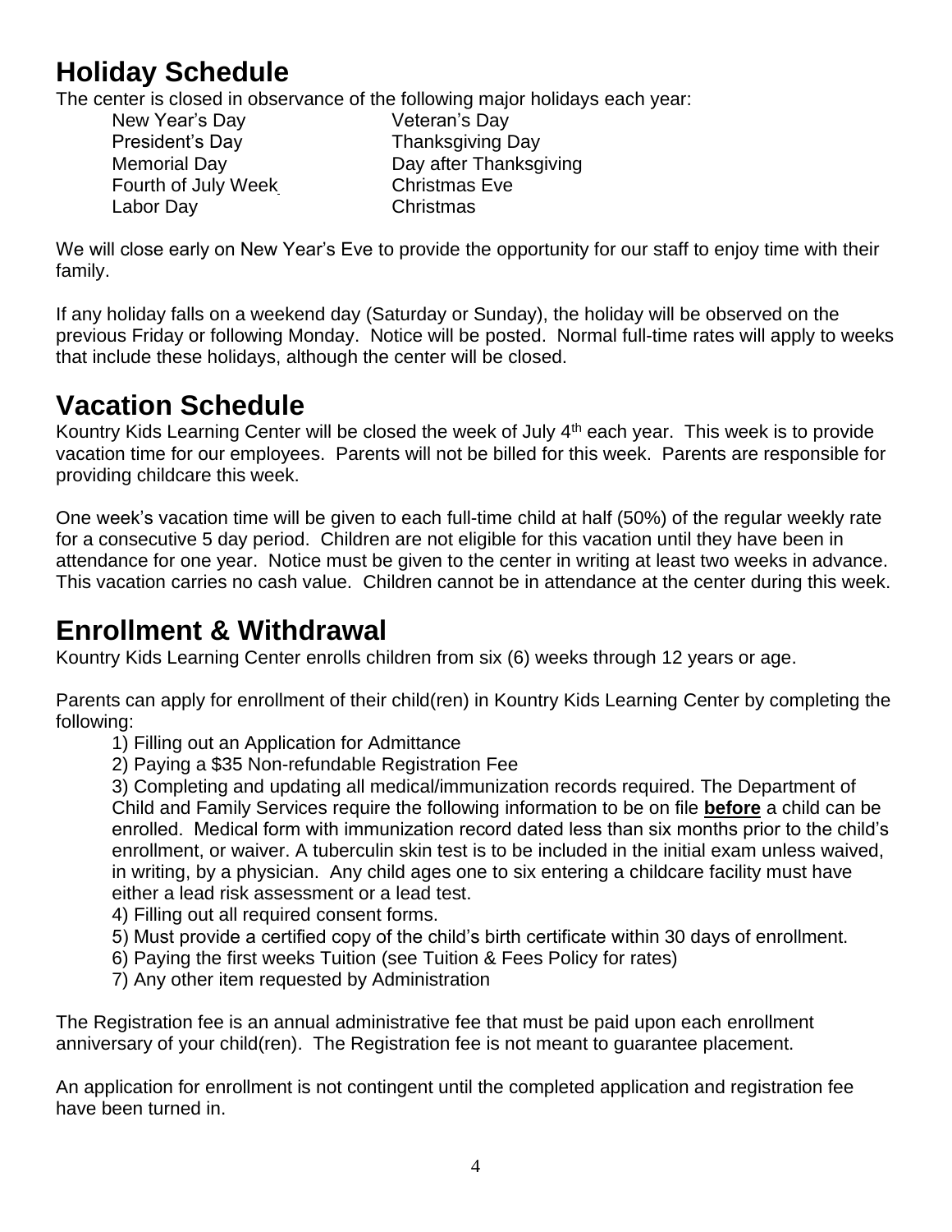## Holiday Schedule

The center is closed in observance of the following major holidays each year:

- New Year's Day
- President's Day
- Memorial Day
- Fourth of July Week
- Labor Day
- Veteran's Day
- Thanksgiving Day
- Day after Thanksgiving
- Christmas Eve
- Christmas

We will close early on New Year's Eve to provide the opportunity for our staff to enjoy time with their family.

If any holiday falls on a weekend day (Saturday or Sunday), the holiday will be observed on the previous Friday or following Monday. Notice will be posted. Normal full-time rates will apply to weeks that include these holidays, although the center will be closed.

## Vacation Schedule

Kountry Kids Learning Center will be closed the week of July 4th each year. This week is to provide vacation time for our employees. Parents will not be billed for this week. Parents are responsible for providing childcare this week.

One week's vacation time will be given to each full-time child at half (50%) of the regular weekly rate for a consecutive 5 day period. Children are not eligible for this vacation until they have been in attendance for one year. Notice must be given to the center in writing at least two weeks in advance. This vacation carries no cash value. Children cannot be in attendance at the center during this week.

## Enrollment & Withdrawal

Kountry Kids Learning Center enrolls children from six (6) weeks through 12 years or age.

Parents can apply for enrollment of their child(ren) in Kountry Kids Learning Center by completing the following:

1) Filling out an Application for Admittance
2) Paying a $35 Non-refundable Registration Fee
3) Completing and updating all medical/immunization records required. The Department of Child and Family Services require the following information to be on file **before** a child can be enrolled. Medical form with immunization record dated less than six months prior to the child's enrollment, or waiver. A tuberculin skin test is to be included in the initial exam unless waived, in writing, by a physician. Any child ages one to six entering a childcare facility must have either a lead risk assessment or a lead test.
4) Filling out all required consent forms.
5) Must provide a certified copy of the child's birth certificate within 30 days of enrollment.
6) Paying the first weeks Tuition (see Tuition & Fees Policy for rates)
7) Any other item requested by Administration

The Registration fee is an annual administrative fee that must be paid upon each enrollment anniversary of your child(ren). The Registration fee is not meant to guarantee placement.

An application for enrollment is not contingent until the completed application and registration fee have been turned in.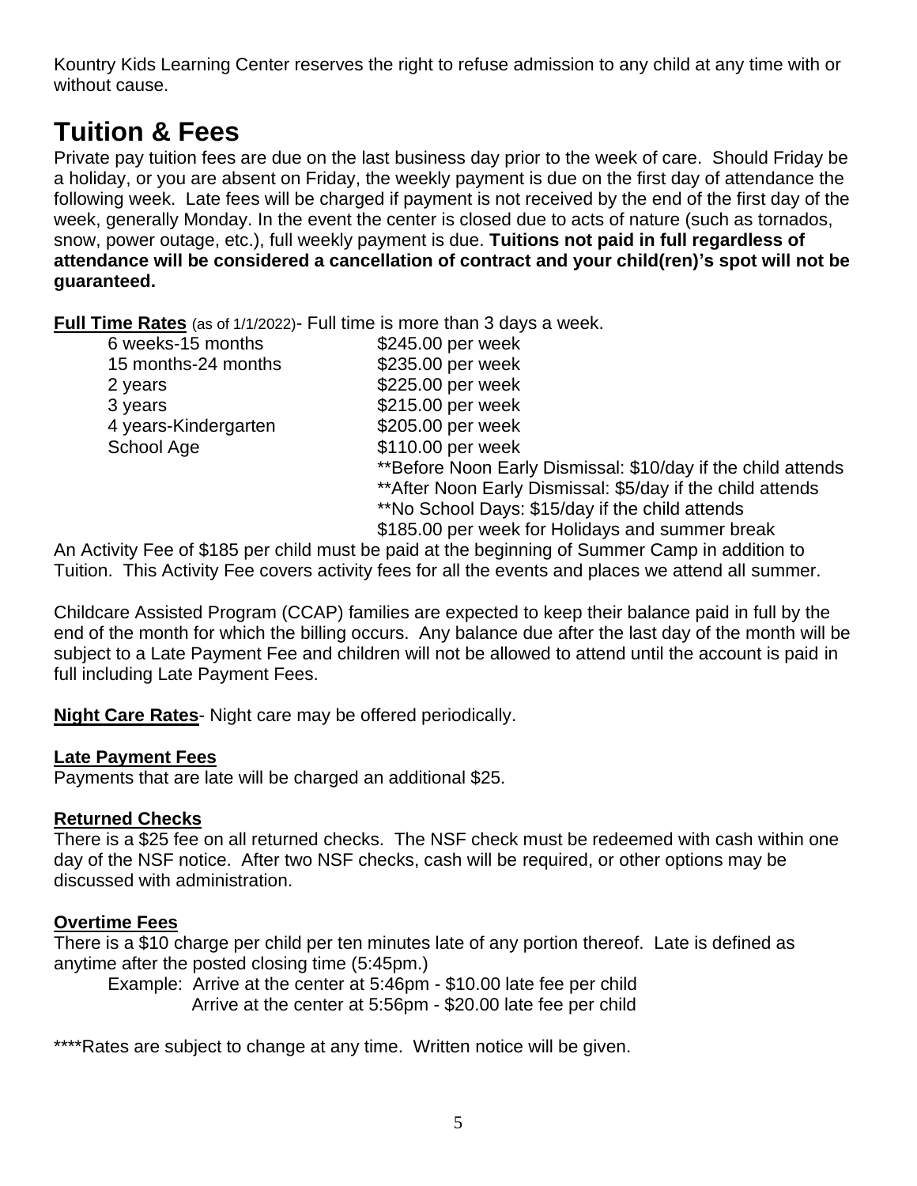Kountry Kids Learning Center reserves the right to refuse admission to any child at any time with or without cause.

# Tuition & Fees

Private pay tuition fees are due on the last business day prior to the week of care. Should Friday be a holiday, or you are absent on Friday, the weekly payment is due on the first day of attendance the following week. Late fees will be charged if payment is not received by the end of the first day of the week, generally Monday. In the event the center is closed due to acts of nature (such as tornados, snow, power outage, etc.), full weekly payment is due. **Tuitions not paid in full regardless of attendance will be considered a cancellation of contract and your child(ren)'s spot will not be guaranteed.**

**Full Time Rates** (as of 1/1/2022)- Full time is more than 3 days a week.

| | |
|---|---|
| 6 weeks-15 months | $245.00 per week |
| 15 months-24 months | $235.00 per week |
| 2 years | $225.00 per week |
| 3 years | $215.00 per week |
| 4 years-Kindergarten | $205.00 per week |
| School Age | $110.00 per week |
| | **Before Noon Early Dismissal: $10/day if the child attends |
| | **After Noon Early Dismissal: $5/day if the child attends |
| | **No School Days: $15/day if the child attends |
| | $185.00 per week for Holidays and summer break |

An Activity Fee of $185 per child must be paid at the beginning of Summer Camp in addition to Tuition. This Activity Fee covers activity fees for all the events and places we attend all summer.

Childcare Assisted Program (CCAP) families are expected to keep their balance paid in full by the end of the month for which the billing occurs. Any balance due after the last day of the month will be subject to a Late Payment Fee and children will not be allowed to attend until the account is paid in full including Late Payment Fees.

**Night Care Rates**- Night care may be offered periodically.

**Late Payment Fees**

Payments that are late will be charged an additional $25.

**Returned Checks**

There is a $25 fee on all returned checks. The NSF check must be redeemed with cash within one day of the NSF notice. After two NSF checks, cash will be required, or other options may be discussed with administration.

**Overtime Fees**

There is a $10 charge per child per ten minutes late of any portion thereof. Late is defined as anytime after the posted closing time (5:45pm.)

Example: Arrive at the center at 5:46pm - $10.00 late fee per child
Arrive at the center at 5:56pm - $20.00 late fee per child

****Rates are subject to change at any time. Written notice will be given.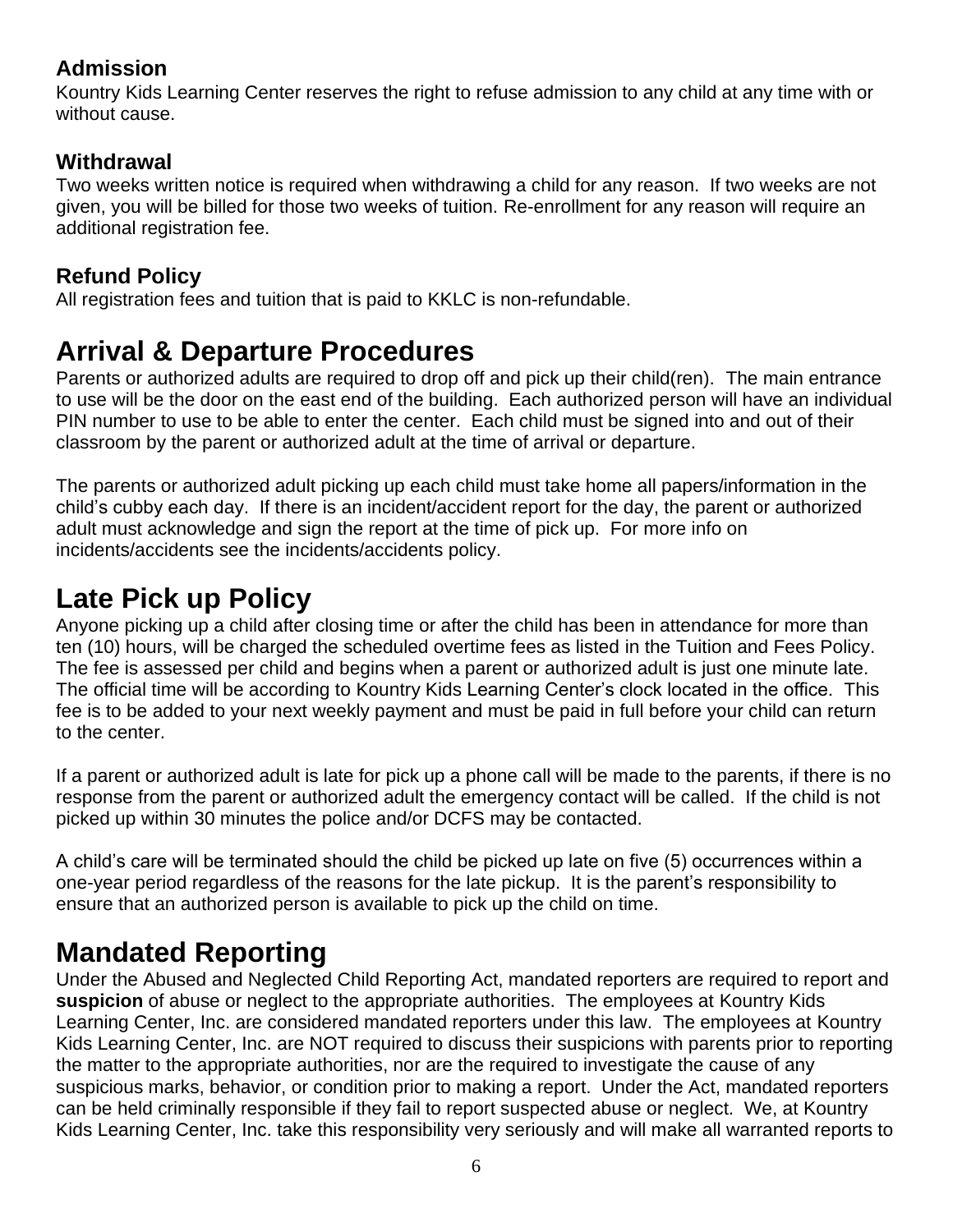### Admission

Kountry Kids Learning Center reserves the right to refuse admission to any child at any time with or without cause.

### Withdrawal

Two weeks written notice is required when withdrawing a child for any reason. If two weeks are not given, you will be billed for those two weeks of tuition. Re-enrollment for any reason will require an additional registration fee.

### Refund Policy

All registration fees and tuition that is paid to KKLC is non-refundable.

## Arrival & Departure Procedures

Parents or authorized adults are required to drop off and pick up their child(ren). The main entrance to use will be the door on the east end of the building. Each authorized person will have an individual PIN number to use to be able to enter the center. Each child must be signed into and out of their classroom by the parent or authorized adult at the time of arrival or departure.

The parents or authorized adult picking up each child must take home all papers/information in the child's cubby each day. If there is an incident/accident report for the day, the parent or authorized adult must acknowledge and sign the report at the time of pick up. For more info on incidents/accidents see the incidents/accidents policy.

## Late Pick up Policy

Anyone picking up a child after closing time or after the child has been in attendance for more than ten (10) hours, will be charged the scheduled overtime fees as listed in the Tuition and Fees Policy. The fee is assessed per child and begins when a parent or authorized adult is just one minute late. The official time will be according to Kountry Kids Learning Center's clock located in the office. This fee is to be added to your next weekly payment and must be paid in full before your child can return to the center.

If a parent or authorized adult is late for pick up a phone call will be made to the parents, if there is no response from the parent or authorized adult the emergency contact will be called. If the child is not picked up within 30 minutes the police and/or DCFS may be contacted.

A child's care will be terminated should the child be picked up late on five (5) occurrences within a one-year period regardless of the reasons for the late pickup. It is the parent's responsibility to ensure that an authorized person is available to pick up the child on time.

## Mandated Reporting

Under the Abused and Neglected Child Reporting Act, mandated reporters are required to report and **suspicion** of abuse or neglect to the appropriate authorities. The employees at Kountry Kids Learning Center, Inc. are considered mandated reporters under this law. The employees at Kountry Kids Learning Center, Inc. are NOT required to discuss their suspicions with parents prior to reporting the matter to the appropriate authorities, nor are the required to investigate the cause of any suspicious marks, behavior, or condition prior to making a report. Under the Act, mandated reporters can be held criminally responsible if they fail to report suspected abuse or neglect. We, at Kountry Kids Learning Center, Inc. take this responsibility very seriously and will make all warranted reports to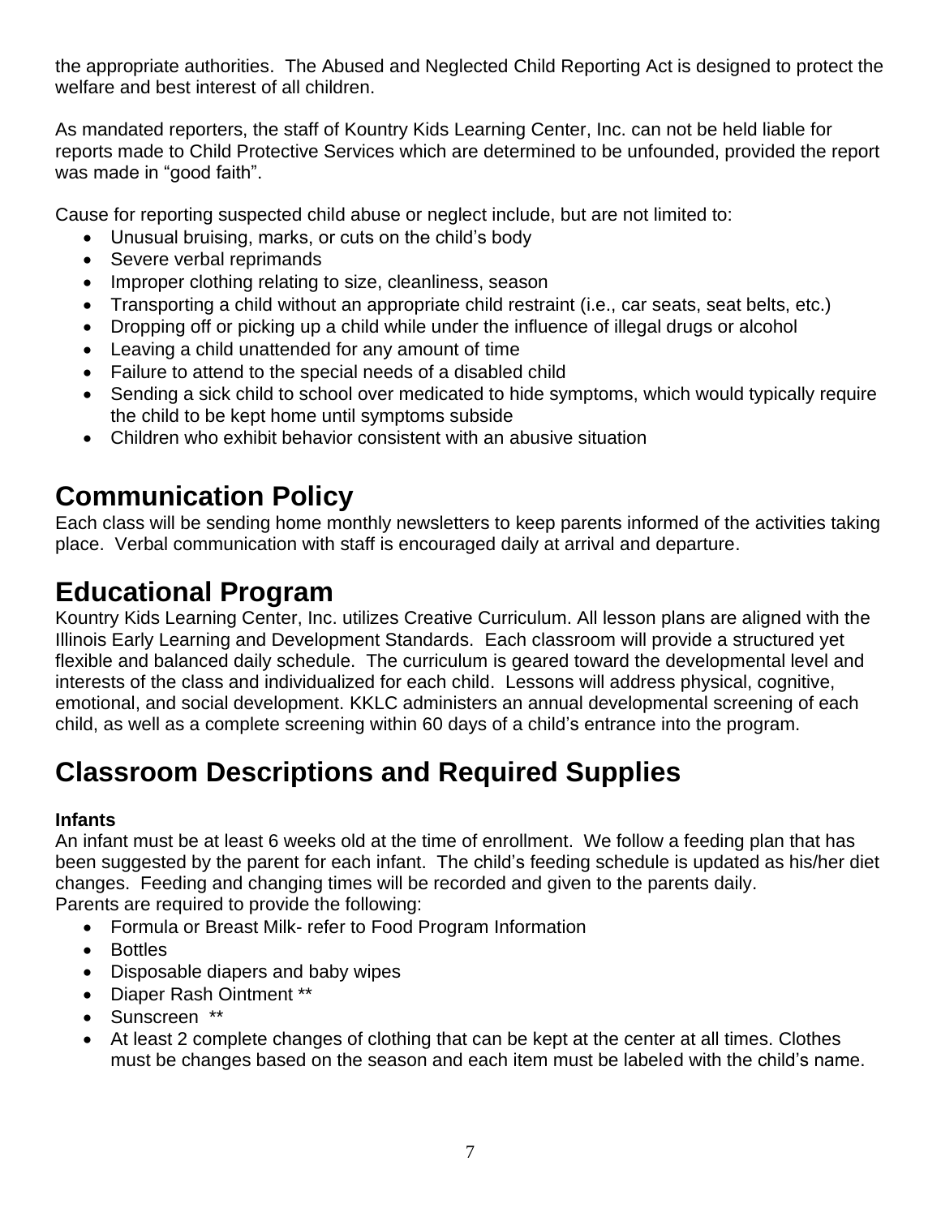the appropriate authorities. The Abused and Neglected Child Reporting Act is designed to protect the welfare and best interest of all children.

As mandated reporters, the staff of Kountry Kids Learning Center, Inc. can not be held liable for reports made to Child Protective Services which are determined to be unfounded, provided the report was made in "good faith".

Cause for reporting suspected child abuse or neglect include, but are not limited to:

- Unusual bruising, marks, or cuts on the child's body
- Severe verbal reprimands
- Improper clothing relating to size, cleanliness, season
- Transporting a child without an appropriate child restraint (i.e., car seats, seat belts, etc.)
- Dropping off or picking up a child while under the influence of illegal drugs or alcohol
- Leaving a child unattended for any amount of time
- Failure to attend to the special needs of a disabled child
- Sending a sick child to school over medicated to hide symptoms, which would typically require the child to be kept home until symptoms subside
- Children who exhibit behavior consistent with an abusive situation

# Communication Policy

Each class will be sending home monthly newsletters to keep parents informed of the activities taking place. Verbal communication with staff is encouraged daily at arrival and departure.

# Educational Program

Kountry Kids Learning Center, Inc. utilizes Creative Curriculum. All lesson plans are aligned with the Illinois Early Learning and Development Standards. Each classroom will provide a structured yet flexible and balanced daily schedule. The curriculum is geared toward the developmental level and interests of the class and individualized for each child. Lessons will address physical, cognitive, emotional, and social development. KKLC administers an annual developmental screening of each child, as well as a complete screening within 60 days of a child's entrance into the program.

# Classroom Descriptions and Required Supplies

**Infants**

An infant must be at least 6 weeks old at the time of enrollment. We follow a feeding plan that has been suggested by the parent for each infant. The child's feeding schedule is updated as his/her diet changes. Feeding and changing times will be recorded and given to the parents daily.
Parents are required to provide the following:

- Formula or Breast Milk- refer to Food Program Information
- Bottles
- Disposable diapers and baby wipes
- Diaper Rash Ointment **
- Sunscreen **
- At least 2 complete changes of clothing that can be kept at the center at all times. Clothes must be changes based on the season and each item must be labeled with the child's name.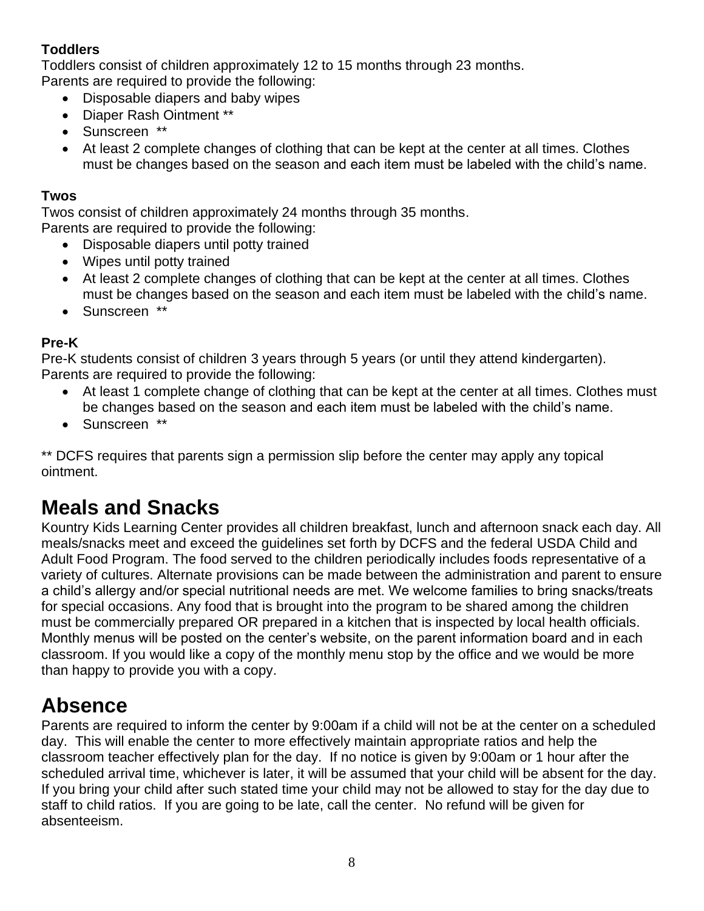**Toddlers**

Toddlers consist of children approximately 12 to 15 months through 23 months.
Parents are required to provide the following:

- Disposable diapers and baby wipes
- Diaper Rash Ointment **
- Sunscreen **
- At least 2 complete changes of clothing that can be kept at the center at all times. Clothes must be changes based on the season and each item must be labeled with the child's name.

**Twos**

Twos consist of children approximately 24 months through 35 months.
Parents are required to provide the following:

- Disposable diapers until potty trained
- Wipes until potty trained
- At least 2 complete changes of clothing that can be kept at the center at all times. Clothes must be changes based on the season and each item must be labeled with the child's name.
- Sunscreen **

**Pre-K**

Pre-K students consist of children 3 years through 5 years (or until they attend kindergarten).
Parents are required to provide the following:

- At least 1 complete change of clothing that can be kept at the center at all times. Clothes must be changes based on the season and each item must be labeled with the child's name.
- Sunscreen **

** DCFS requires that parents sign a permission slip before the center may apply any topical ointment.

# Meals and Snacks

Kountry Kids Learning Center provides all children breakfast, lunch and afternoon snack each day. All meals/snacks meet and exceed the guidelines set forth by DCFS and the federal USDA Child and Adult Food Program. The food served to the children periodically includes foods representative of a variety of cultures. Alternate provisions can be made between the administration and parent to ensure a child's allergy and/or special nutritional needs are met. We welcome families to bring snacks/treats for special occasions. Any food that is brought into the program to be shared among the children must be commercially prepared OR prepared in a kitchen that is inspected by local health officials. Monthly menus will be posted on the center's website, on the parent information board and in each classroom. If you would like a copy of the monthly menu stop by the office and we would be more than happy to provide you with a copy.

# Absence

Parents are required to inform the center by 9:00am if a child will not be at the center on a scheduled day. This will enable the center to more effectively maintain appropriate ratios and help the classroom teacher effectively plan for the day. If no notice is given by 9:00am or 1 hour after the scheduled arrival time, whichever is later, it will be assumed that your child will be absent for the day. If you bring your child after such stated time your child may not be allowed to stay for the day due to staff to child ratios. If you are going to be late, call the center. No refund will be given for absenteeism.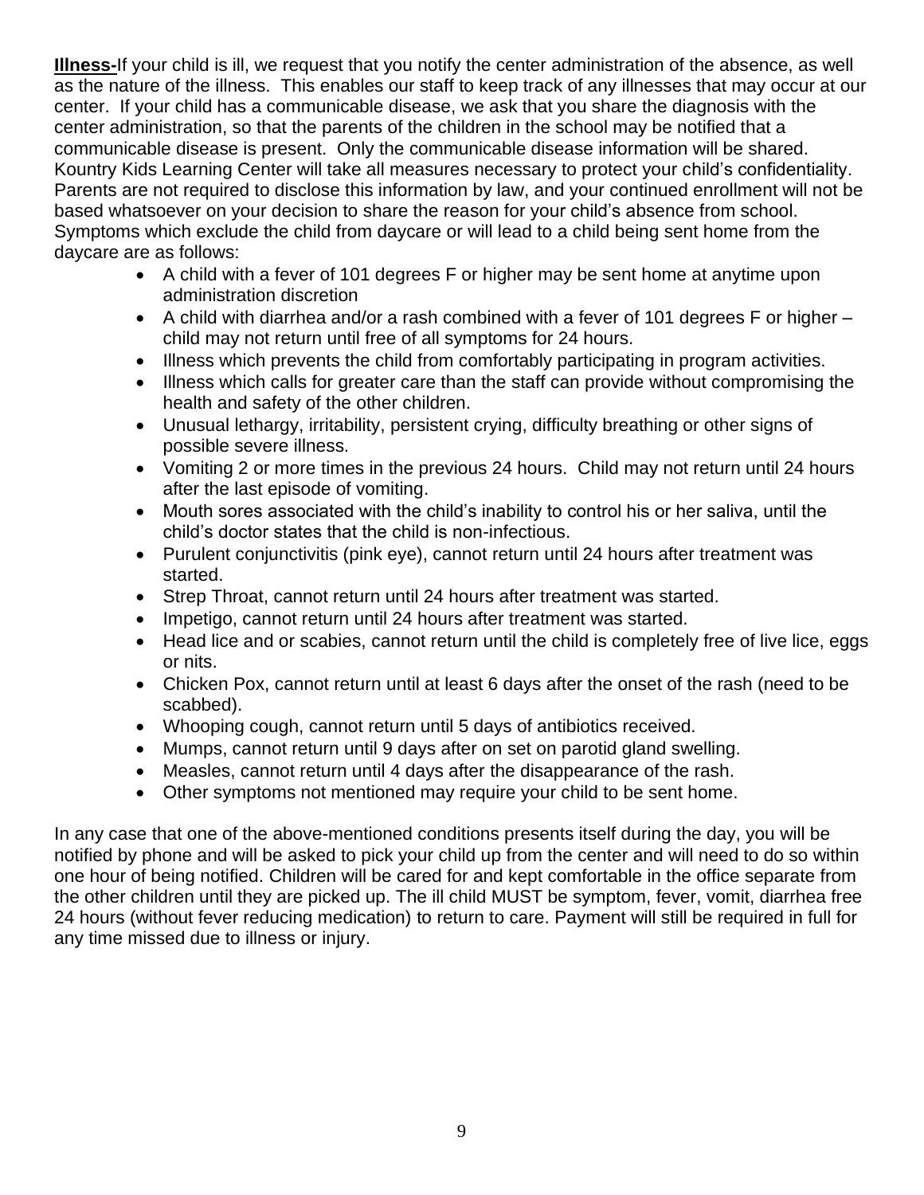**Illness-**If your child is ill, we request that you notify the center administration of the absence, as well as the nature of the illness. This enables our staff to keep track of any illnesses that may occur at our center. If your child has a communicable disease, we ask that you share the diagnosis with the center administration, so that the parents of the children in the school may be notified that a communicable disease is present. Only the communicable disease information will be shared. Kountry Kids Learning Center will take all measures necessary to protect your child's confidentiality. Parents are not required to disclose this information by law, and your continued enrollment will not be based whatsoever on your decision to share the reason for your child's absence from school. Symptoms which exclude the child from daycare or will lead to a child being sent home from the daycare are as follows:

- A child with a fever of 101 degrees F or higher may be sent home at anytime upon administration discretion
- A child with diarrhea and/or a rash combined with a fever of 101 degrees F or higher – child may not return until free of all symptoms for 24 hours.
- Illness which prevents the child from comfortably participating in program activities.
- Illness which calls for greater care than the staff can provide without compromising the health and safety of the other children.
- Unusual lethargy, irritability, persistent crying, difficulty breathing or other signs of possible severe illness.
- Vomiting 2 or more times in the previous 24 hours. Child may not return until 24 hours after the last episode of vomiting.
- Mouth sores associated with the child's inability to control his or her saliva, until the child's doctor states that the child is non-infectious.
- Purulent conjunctivitis (pink eye), cannot return until 24 hours after treatment was started.
- Strep Throat, cannot return until 24 hours after treatment was started.
- Impetigo, cannot return until 24 hours after treatment was started.
- Head lice and or scabies, cannot return until the child is completely free of live lice, eggs or nits.
- Chicken Pox, cannot return until at least 6 days after the onset of the rash (need to be scabbed).
- Whooping cough, cannot return until 5 days of antibiotics received.
- Mumps, cannot return until 9 days after on set on parotid gland swelling.
- Measles, cannot return until 4 days after the disappearance of the rash.
- Other symptoms not mentioned may require your child to be sent home.

In any case that one of the above-mentioned conditions presents itself during the day, you will be notified by phone and will be asked to pick your child up from the center and will need to do so within one hour of being notified. Children will be cared for and kept comfortable in the office separate from the other children until they are picked up. The ill child MUST be symptom, fever, vomit, diarrhea free 24 hours (without fever reducing medication) to return to care. Payment will still be required in full for any time missed due to illness or injury.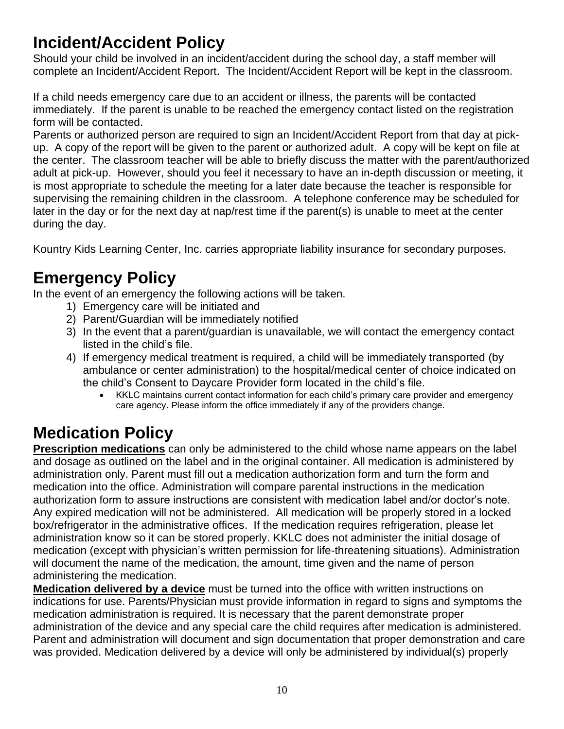# Incident/Accident Policy

Should your child be involved in an incident/accident during the school day, a staff member will complete an Incident/Accident Report. The Incident/Accident Report will be kept in the classroom.

If a child needs emergency care due to an accident or illness, the parents will be contacted immediately. If the parent is unable to be reached the emergency contact listed on the registration form will be contacted.

Parents or authorized person are required to sign an Incident/Accident Report from that day at pick-up. A copy of the report will be given to the parent or authorized adult. A copy will be kept on file at the center. The classroom teacher will be able to briefly discuss the matter with the parent/authorized adult at pick-up. However, should you feel it necessary to have an in-depth discussion or meeting, it is most appropriate to schedule the meeting for a later date because the teacher is responsible for supervising the remaining children in the classroom. A telephone conference may be scheduled for later in the day or for the next day at nap/rest time if the parent(s) is unable to meet at the center during the day.

Kountry Kids Learning Center, Inc. carries appropriate liability insurance for secondary purposes.

# Emergency Policy

In the event of an emergency the following actions will be taken.

1) Emergency care will be initiated and
2) Parent/Guardian will be immediately notified
3) In the event that a parent/guardian is unavailable, we will contact the emergency contact listed in the child's file.
4) If emergency medical treatment is required, a child will be immediately transported (by ambulance or center administration) to the hospital/medical center of choice indicated on the child's Consent to Daycare Provider form located in the child's file.
    - KKLC maintains current contact information for each child's primary care provider and emergency care agency. Please inform the office immediately if any of the providers change.

# Medication Policy

**Prescription medications** can only be administered to the child whose name appears on the label and dosage as outlined on the label and in the original container. All medication is administered by administration only. Parent must fill out a medication authorization form and turn the form and medication into the office. Administration will compare parental instructions in the medication authorization form to assure instructions are consistent with medication label and/or doctor's note. Any expired medication will not be administered. All medication will be properly stored in a locked box/refrigerator in the administrative offices. If the medication requires refrigeration, please let administration know so it can be stored properly. KKLC does not administer the initial dosage of medication (except with physician's written permission for life-threatening situations). Administration will document the name of the medication, the amount, time given and the name of person administering the medication.

**Medication delivered by a device** must be turned into the office with written instructions on indications for use. Parents/Physician must provide information in regard to signs and symptoms the medication administration is required. It is necessary that the parent demonstrate proper administration of the device and any special care the child requires after medication is administered. Parent and administration will document and sign documentation that proper demonstration and care was provided. Medication delivered by a device will only be administered by individual(s) properly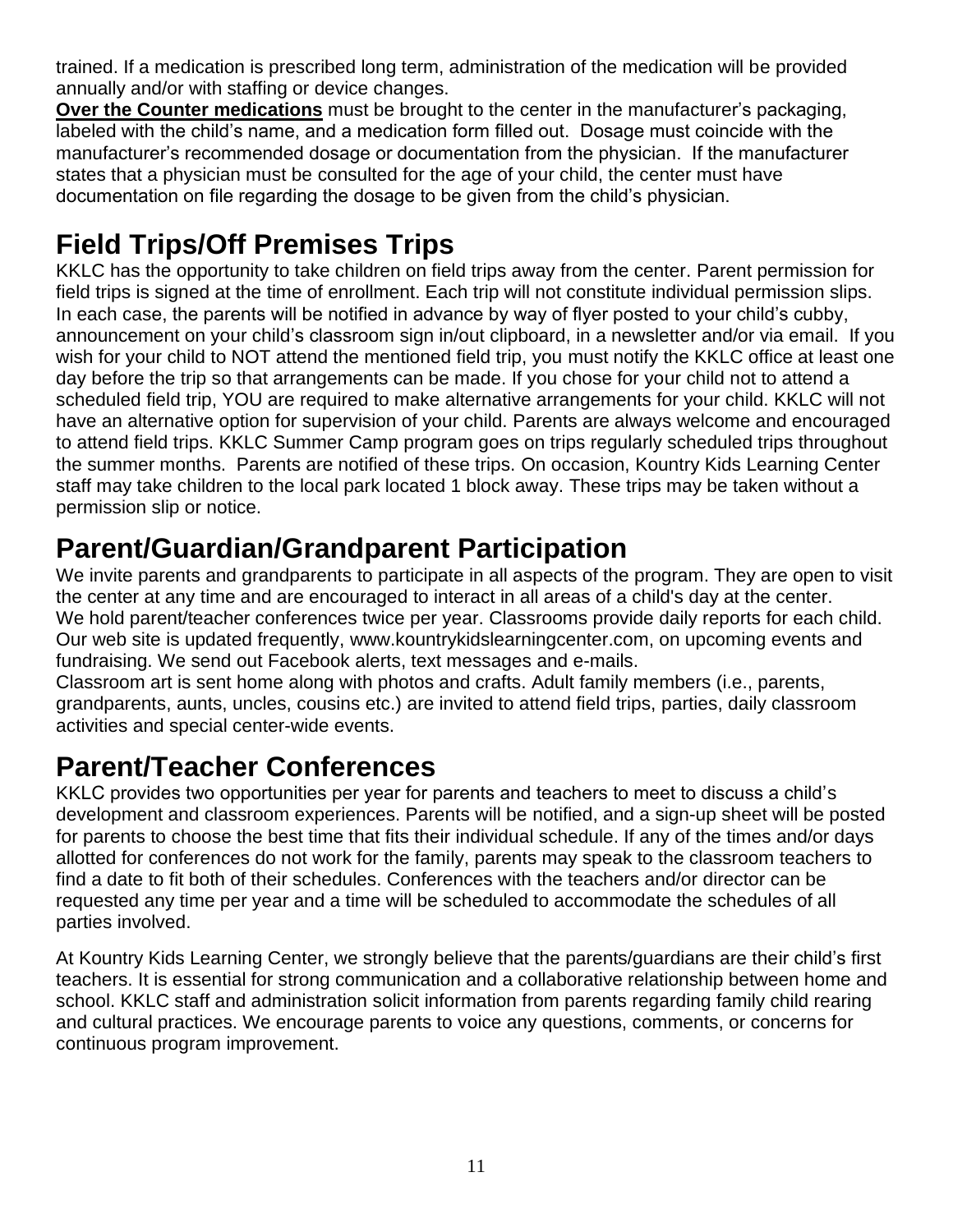trained. If a medication is prescribed long term, administration of the medication will be provided annually and/or with staffing or device changes.

**Over the Counter medications** must be brought to the center in the manufacturer's packaging, labeled with the child's name, and a medication form filled out. Dosage must coincide with the manufacturer's recommended dosage or documentation from the physician. If the manufacturer states that a physician must be consulted for the age of your child, the center must have documentation on file regarding the dosage to be given from the child's physician.

# Field Trips/Off Premises Trips

KKLC has the opportunity to take children on field trips away from the center. Parent permission for field trips is signed at the time of enrollment. Each trip will not constitute individual permission slips. In each case, the parents will be notified in advance by way of flyer posted to your child's cubby, announcement on your child's classroom sign in/out clipboard, in a newsletter and/or via email. If you wish for your child to NOT attend the mentioned field trip, you must notify the KKLC office at least one day before the trip so that arrangements can be made. If you chose for your child not to attend a scheduled field trip, YOU are required to make alternative arrangements for your child. KKLC will not have an alternative option for supervision of your child. Parents are always welcome and encouraged to attend field trips. KKLC Summer Camp program goes on trips regularly scheduled trips throughout the summer months. Parents are notified of these trips. On occasion, Kountry Kids Learning Center staff may take children to the local park located 1 block away. These trips may be taken without a permission slip or notice.

# Parent/Guardian/Grandparent Participation

We invite parents and grandparents to participate in all aspects of the program. They are open to visit the center at any time and are encouraged to interact in all areas of a child's day at the center. We hold parent/teacher conferences twice per year. Classrooms provide daily reports for each child. Our web site is updated frequently, www.kountrykidslearningcenter.com, on upcoming events and fundraising. We send out Facebook alerts, text messages and e-mails.

Classroom art is sent home along with photos and crafts. Adult family members (i.e., parents, grandparents, aunts, uncles, cousins etc.) are invited to attend field trips, parties, daily classroom activities and special center-wide events.

# Parent/Teacher Conferences

KKLC provides two opportunities per year for parents and teachers to meet to discuss a child's development and classroom experiences. Parents will be notified, and a sign-up sheet will be posted for parents to choose the best time that fits their individual schedule. If any of the times and/or days allotted for conferences do not work for the family, parents may speak to the classroom teachers to find a date to fit both of their schedules. Conferences with the teachers and/or director can be requested any time per year and a time will be scheduled to accommodate the schedules of all parties involved.

At Kountry Kids Learning Center, we strongly believe that the parents/guardians are their child's first teachers. It is essential for strong communication and a collaborative relationship between home and school. KKLC staff and administration solicit information from parents regarding family child rearing and cultural practices. We encourage parents to voice any questions, comments, or concerns for continuous program improvement.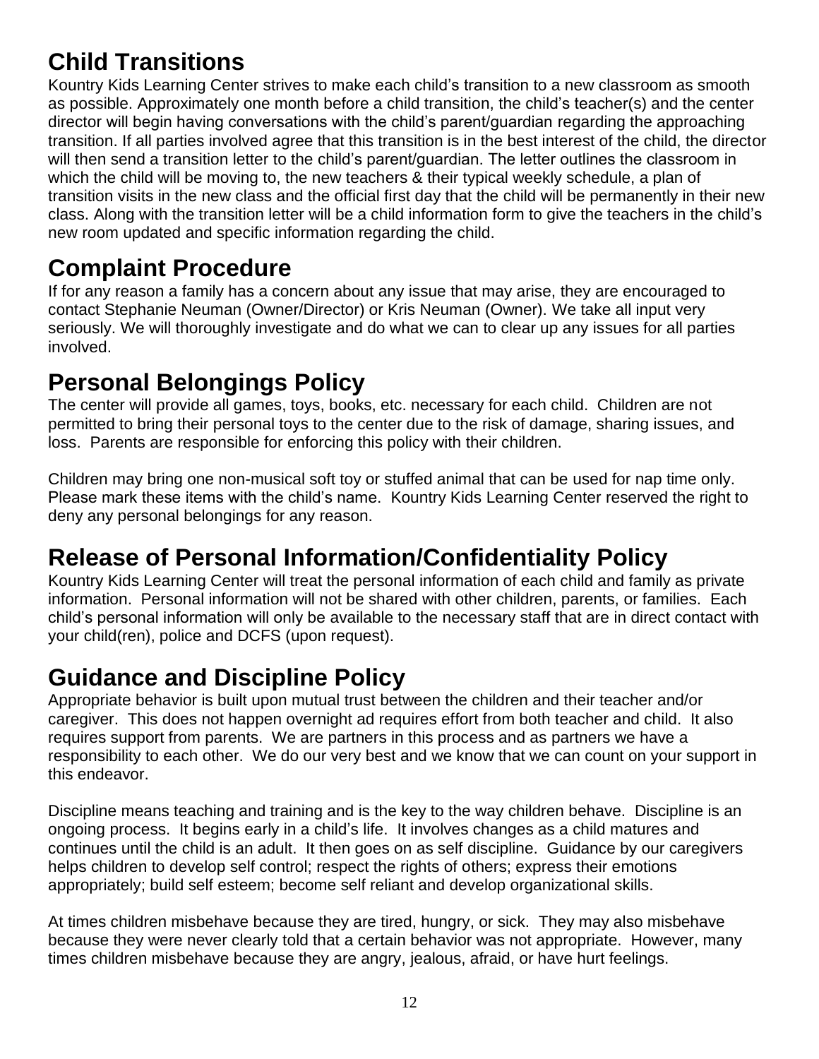## Child Transitions

Kountry Kids Learning Center strives to make each child's transition to a new classroom as smooth as possible. Approximately one month before a child transition, the child's teacher(s) and the center director will begin having conversations with the child's parent/guardian regarding the approaching transition. If all parties involved agree that this transition is in the best interest of the child, the director will then send a transition letter to the child's parent/guardian. The letter outlines the classroom in which the child will be moving to, the new teachers & their typical weekly schedule, a plan of transition visits in the new class and the official first day that the child will be permanently in their new class. Along with the transition letter will be a child information form to give the teachers in the child's new room updated and specific information regarding the child.

## Complaint Procedure

If for any reason a family has a concern about any issue that may arise, they are encouraged to contact Stephanie Neuman (Owner/Director) or Kris Neuman (Owner). We take all input very seriously. We will thoroughly investigate and do what we can to clear up any issues for all parties involved.

## Personal Belongings Policy

The center will provide all games, toys, books, etc. necessary for each child. Children are not permitted to bring their personal toys to the center due to the risk of damage, sharing issues, and loss. Parents are responsible for enforcing this policy with their children.

Children may bring one non-musical soft toy or stuffed animal that can be used for nap time only. Please mark these items with the child's name. Kountry Kids Learning Center reserved the right to deny any personal belongings for any reason.

## Release of Personal Information/Confidentiality Policy

Kountry Kids Learning Center will treat the personal information of each child and family as private information. Personal information will not be shared with other children, parents, or families. Each child's personal information will only be available to the necessary staff that are in direct contact with your child(ren), police and DCFS (upon request).

## Guidance and Discipline Policy

Appropriate behavior is built upon mutual trust between the children and their teacher and/or caregiver. This does not happen overnight ad requires effort from both teacher and child. It also requires support from parents. We are partners in this process and as partners we have a responsibility to each other. We do our very best and we know that we can count on your support in this endeavor.

Discipline means teaching and training and is the key to the way children behave. Discipline is an ongoing process. It begins early in a child's life. It involves changes as a child matures and continues until the child is an adult. It then goes on as self discipline. Guidance by our caregivers helps children to develop self control; respect the rights of others; express their emotions appropriately; build self esteem; become self reliant and develop organizational skills.

At times children misbehave because they are tired, hungry, or sick. They may also misbehave because they were never clearly told that a certain behavior was not appropriate. However, many times children misbehave because they are angry, jealous, afraid, or have hurt feelings.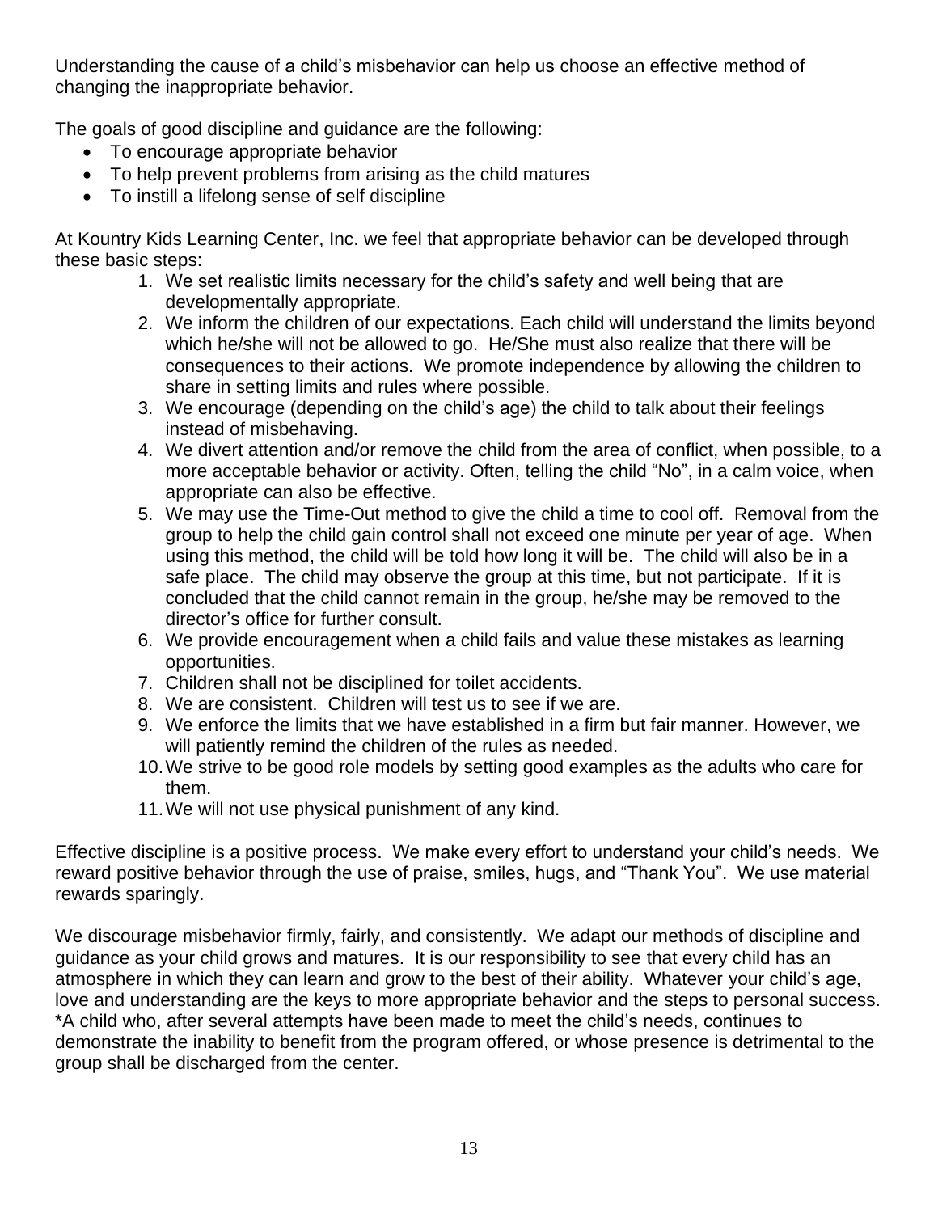Understanding the cause of a child's misbehavior can help us choose an effective method of changing the inappropriate behavior.

The goals of good discipline and guidance are the following:

- To encourage appropriate behavior
- To help prevent problems from arising as the child matures
- To instill a lifelong sense of self discipline

At Kountry Kids Learning Center, Inc. we feel that appropriate behavior can be developed through these basic steps:

1. We set realistic limits necessary for the child's safety and well being that are developmentally appropriate.
2. We inform the children of our expectations. Each child will understand the limits beyond which he/she will not be allowed to go. He/She must also realize that there will be consequences to their actions. We promote independence by allowing the children to share in setting limits and rules where possible.
3. We encourage (depending on the child's age) the child to talk about their feelings instead of misbehaving.
4. We divert attention and/or remove the child from the area of conflict, when possible, to a more acceptable behavior or activity. Often, telling the child "No", in a calm voice, when appropriate can also be effective.
5. We may use the Time-Out method to give the child a time to cool off. Removal from the group to help the child gain control shall not exceed one minute per year of age. When using this method, the child will be told how long it will be. The child will also be in a safe place. The child may observe the group at this time, but not participate. If it is concluded that the child cannot remain in the group, he/she may be removed to the director's office for further consult.
6. We provide encouragement when a child fails and value these mistakes as learning opportunities.
7. Children shall not be disciplined for toilet accidents.
8. We are consistent. Children will test us to see if we are.
9. We enforce the limits that we have established in a firm but fair manner. However, we will patiently remind the children of the rules as needed.
10. We strive to be good role models by setting good examples as the adults who care for them.
11. We will not use physical punishment of any kind.

Effective discipline is a positive process. We make every effort to understand your child's needs. We reward positive behavior through the use of praise, smiles, hugs, and "Thank You". We use material rewards sparingly.

We discourage misbehavior firmly, fairly, and consistently. We adapt our methods of discipline and guidance as your child grows and matures. It is our responsibility to see that every child has an atmosphere in which they can learn and grow to the best of their ability. Whatever your child's age, love and understanding are the keys to more appropriate behavior and the steps to personal success. *A child who, after several attempts have been made to meet the child's needs, continues to demonstrate the inability to benefit from the program offered, or whose presence is detrimental to the group shall be discharged from the center.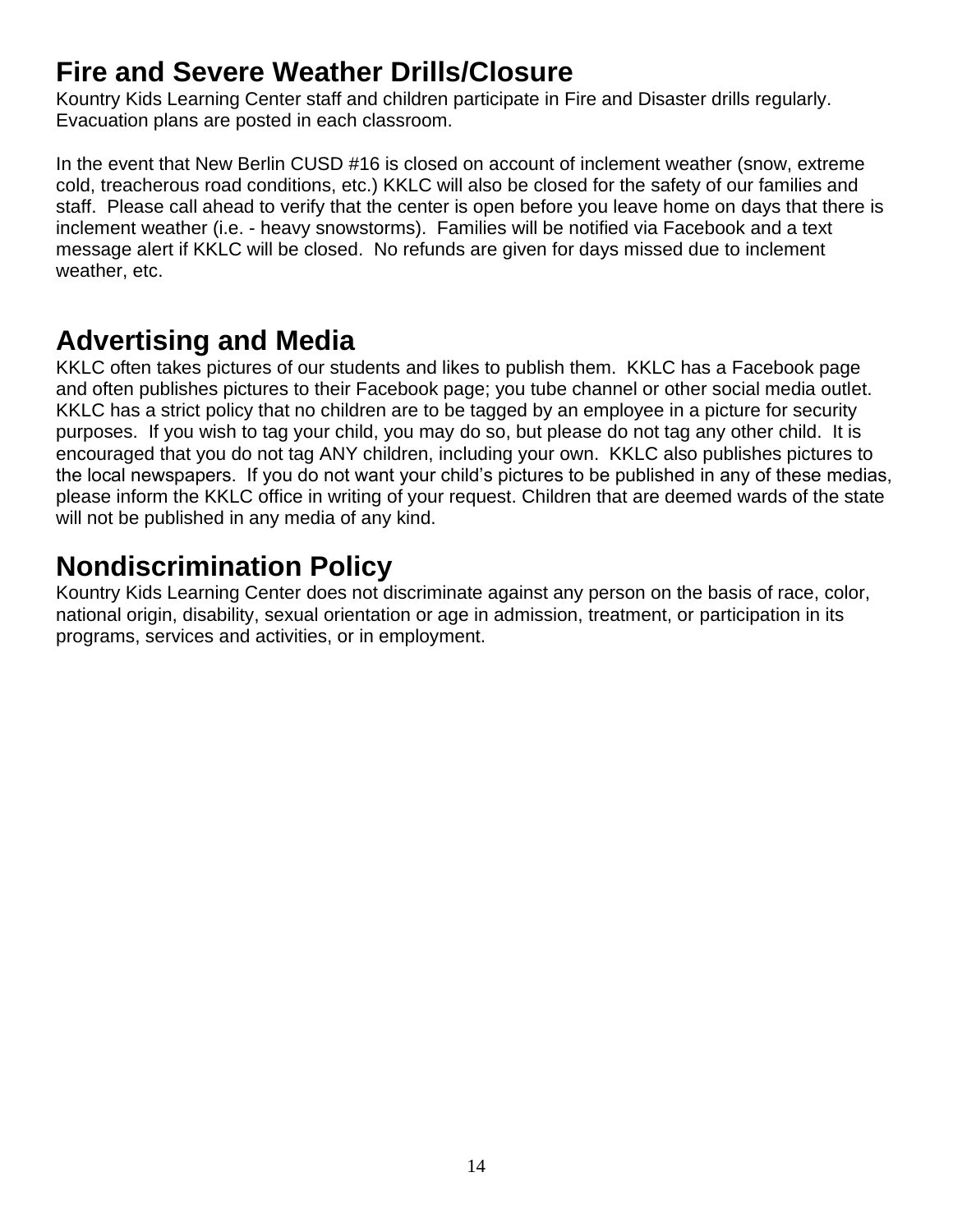## Fire and Severe Weather Drills/Closure

Kountry Kids Learning Center staff and children participate in Fire and Disaster drills regularly. Evacuation plans are posted in each classroom.

In the event that New Berlin CUSD #16 is closed on account of inclement weather (snow, extreme cold, treacherous road conditions, etc.) KKLC will also be closed for the safety of our families and staff. Please call ahead to verify that the center is open before you leave home on days that there is inclement weather (i.e. - heavy snowstorms). Families will be notified via Facebook and a text message alert if KKLC will be closed. No refunds are given for days missed due to inclement weather, etc.

## Advertising and Media

KKLC often takes pictures of our students and likes to publish them. KKLC has a Facebook page and often publishes pictures to their Facebook page; you tube channel or other social media outlet. KKLC has a strict policy that no children are to be tagged by an employee in a picture for security purposes. If you wish to tag your child, you may do so, but please do not tag any other child. It is encouraged that you do not tag ANY children, including your own. KKLC also publishes pictures to the local newspapers. If you do not want your child's pictures to be published in any of these medias, please inform the KKLC office in writing of your request. Children that are deemed wards of the state will not be published in any media of any kind.

## Nondiscrimination Policy

Kountry Kids Learning Center does not discriminate against any person on the basis of race, color, national origin, disability, sexual orientation or age in admission, treatment, or participation in its programs, services and activities, or in employment.